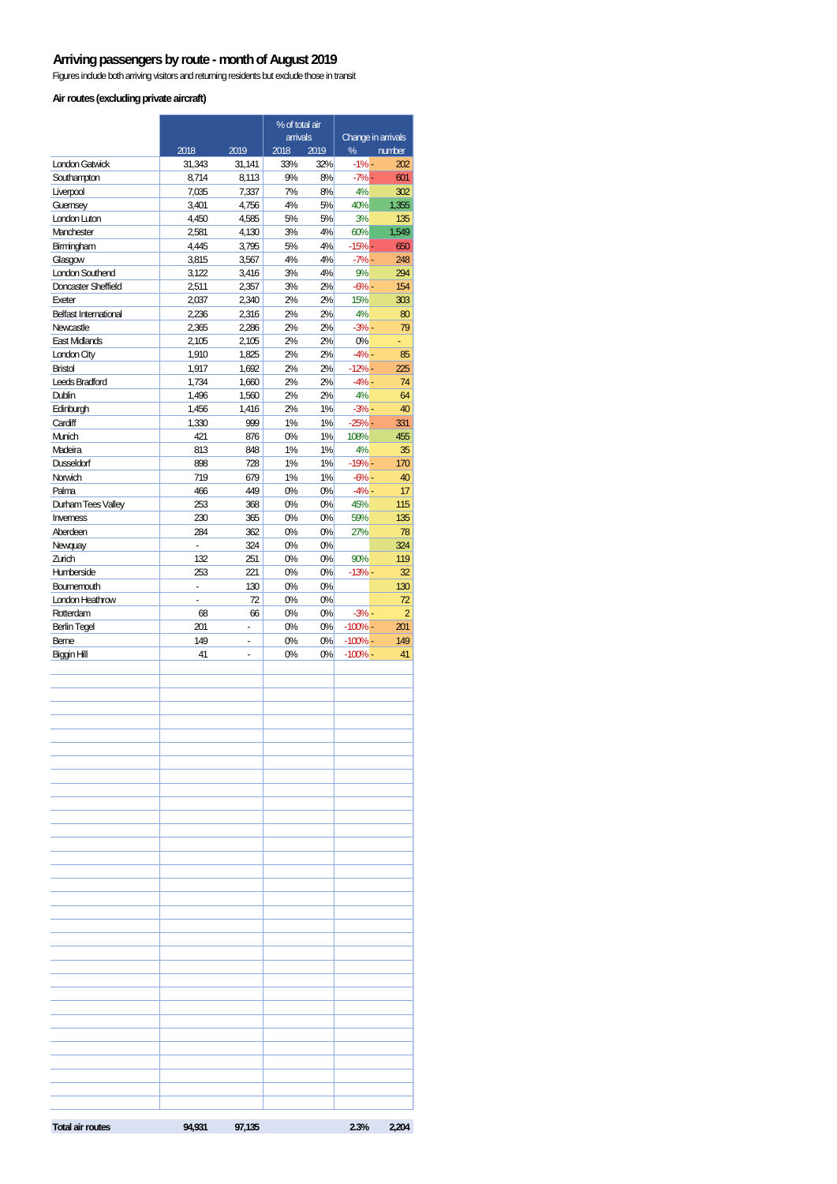# Arriving passengers by route - month of August 2019

Figures include both arriving visitors and returning residents but exclude those in transit

### Air routes (excluding private aircraft)

| | 2018 | 2019 | % of total air arrivals 2018 | % of total air arrivals 2019 | Change in arrivals % | Change in arrivals number |
|---|---|---|---|---|---|---|
| London Gatwick | 31,343 | 31,141 | 33% | 32% | -1% | - 202 |
| Southampton | 8,714 | 8,113 | 9% | 8% | -7% | - 601 |
| Liverpool | 7,035 | 7,337 | 7% | 8% | 4% | 302 |
| Guernsey | 3,401 | 4,756 | 4% | 5% | 40% | 1,355 |
| London Luton | 4,450 | 4,585 | 5% | 5% | 3% | 135 |
| Manchester | 2,581 | 4,130 | 3% | 4% | 60% | 1,549 |
| Birmingham | 4,445 | 3,795 | 5% | 4% | -15% | - 650 |
| Glasgow | 3,815 | 3,567 | 4% | 4% | -7% | - 248 |
| London Southend | 3,122 | 3,416 | 3% | 4% | 9% | 294 |
| Doncaster Sheffield | 2,511 | 2,357 | 3% | 2% | -6% | - 154 |
| Exeter | 2,037 | 2,340 | 2% | 2% | 15% | 303 |
| Belfast International | 2,236 | 2,316 | 2% | 2% | 4% | 80 |
| Newcastle | 2,365 | 2,286 | 2% | 2% | -3% | - 79 |
| East Midlands | 2,105 | 2,105 | 2% | 2% | 0% | - |
| London City | 1,910 | 1,825 | 2% | 2% | -4% | - 85 |
| Bristol | 1,917 | 1,692 | 2% | 2% | -12% | - 225 |
| Leeds Bradford | 1,734 | 1,660 | 2% | 2% | -4% | - 74 |
| Dublin | 1,496 | 1,560 | 2% | 2% | 4% | 64 |
| Edinburgh | 1,456 | 1,416 | 2% | 1% | -3% | - 40 |
| Cardiff | 1,330 | 999 | 1% | 1% | -25% | - 331 |
| Munich | 421 | 876 | 0% | 1% | 108% | 455 |
| Madeira | 813 | 848 | 1% | 1% | 4% | 35 |
| Dusseldorf | 898 | 728 | 1% | 1% | -19% | - 170 |
| Norwich | 719 | 679 | 1% | 1% | -6% | - 40 |
| Palma | 466 | 449 | 0% | 0% | -4% | - 17 |
| Durham Tees Valley | 253 | 368 | 0% | 0% | 45% | 115 |
| Inverness | 230 | 365 | 0% | 0% | 59% | 135 |
| Aberdeen | 284 | 362 | 0% | 0% | 27% | 78 |
| Newquay | - | 324 | 0% | 0% | | 324 |
| Zurich | 132 | 251 | 0% | 0% | 90% | 119 |
| Humberside | 253 | 221 | 0% | 0% | -13% | - 32 |
| Bournemouth | - | 130 | 0% | 0% | | 130 |
| London Heathrow | - | 72 | 0% | 0% | | 72 |
| Rotterdam | 68 | 66 | 0% | 0% | -3% | - 2 |
| Berlin Tegel | 201 | - | 0% | 0% | -100% | - 201 |
| Berne | 149 | - | 0% | 0% | -100% | - 149 |
| Biggin Hill | 41 | - | 0% | 0% | -100% | - 41 |
| **Total air routes** | **94,931** | **97,135** | | | **2.3%** | **2,204** |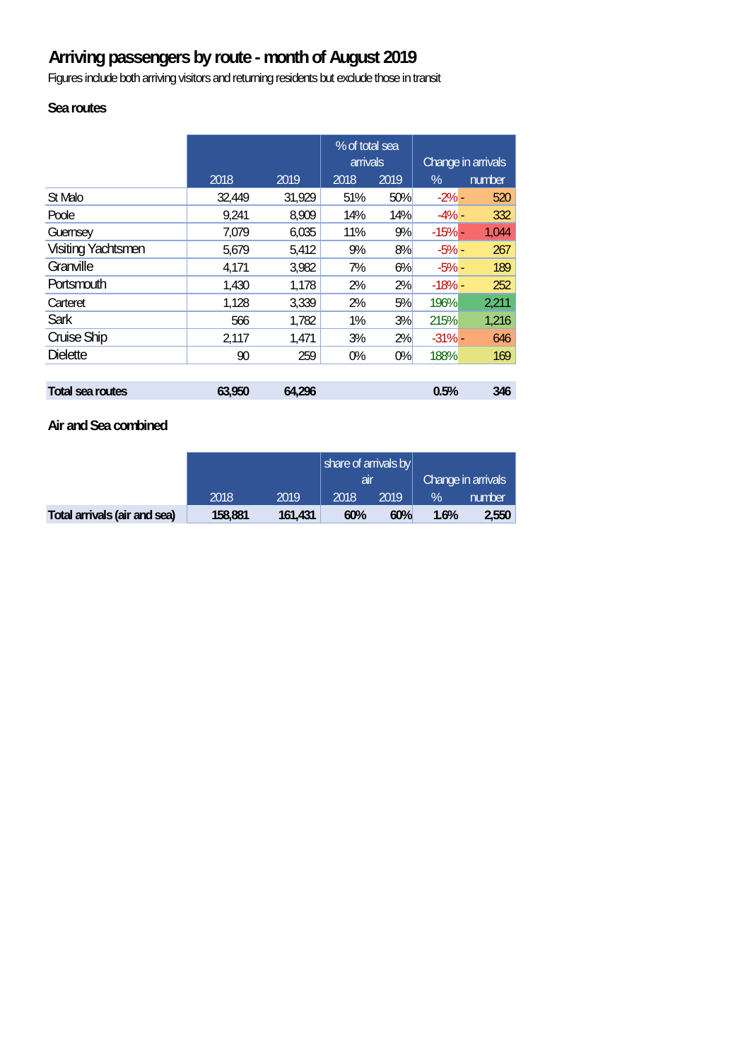# Arriving passengers by route - month of August 2019

Figures include both arriving visitors and returning residents but exclude those in transit

### Sea routes

| | | | % of total sea arrivals | | Change in arrivals | |
|---|---|---|---|---|---|---|
| | 2018 | 2019 | 2018 | 2019 | % | number |
| St Malo | 32,449 | 31,929 | 51% | 50% | -2% | - 520 |
| Poole | 9,241 | 8,909 | 14% | 14% | -4% | - 332 |
| Guernsey | 7,079 | 6,035 | 11% | 9% | -15% | - 1,044 |
| Visiting Yachtsmen | 5,679 | 5,412 | 9% | 8% | -5% | - 267 |
| Granville | 4,171 | 3,982 | 7% | 6% | -5% | - 189 |
| Portsmouth | 1,430 | 1,178 | 2% | 2% | -18% | - 252 |
| Carteret | 1,128 | 3,339 | 2% | 5% | 196% | 2,211 |
| Sark | 566 | 1,782 | 1% | 3% | 215% | 1,216 |
| Cruise Ship | 2,117 | 1,471 | 3% | 2% | -31% | - 646 |
| Dielette | 90 | 259 | 0% | 0% | 188% | 169 |
| | | | | | | |
| **Total sea routes** | **63,950** | **64,296** | | | **0.5%** | **346** |

### Air and Sea combined

| | | | share of arrivals by air | | Change in arrivals | |
|---|---|---|---|---|---|---|
| | 2018 | 2019 | 2018 | 2019 | % | number |
| **Total arrivals (air and sea)** | **158,881** | **161,431** | **60%** | **60%** | **1.6%** | **2,550** |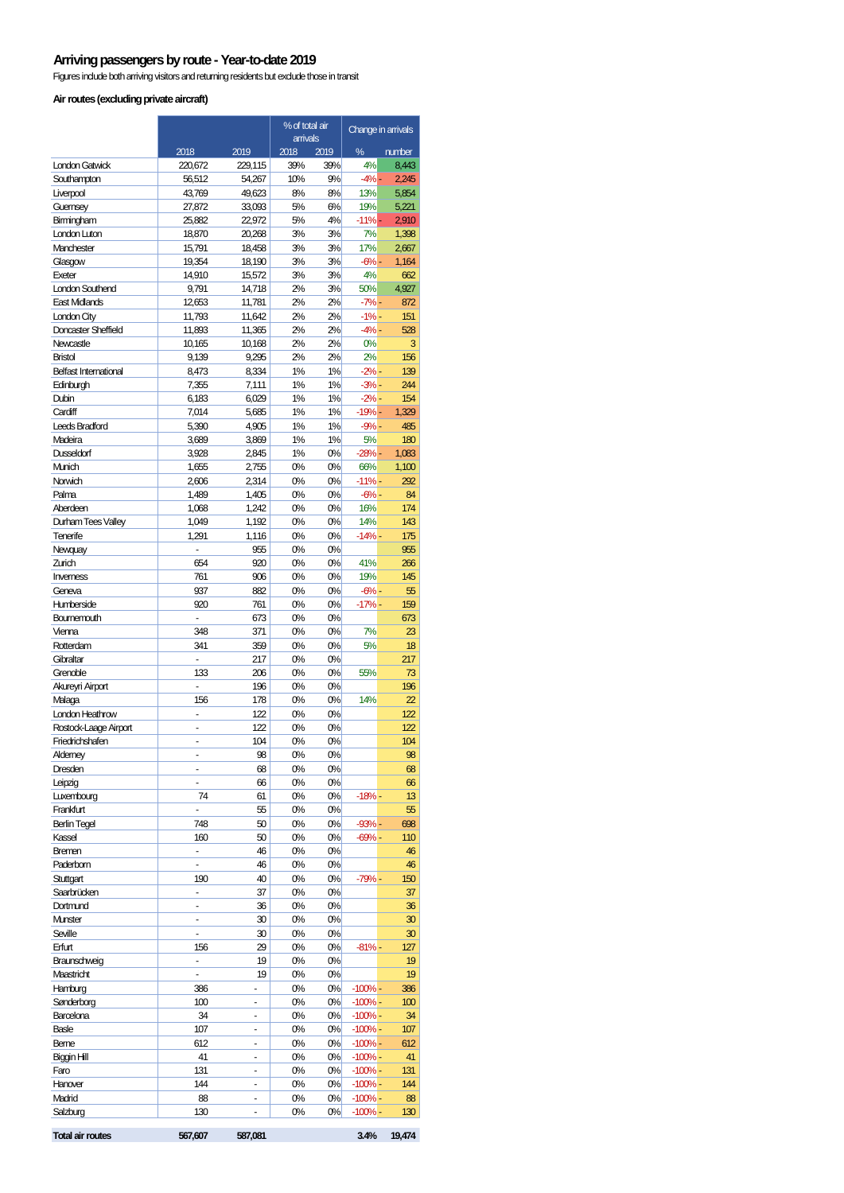# Arriving passengers by route - Year-to-date 2019

Figures include both arriving visitors and returning residents but exclude those in transit

### Air routes (excluding private aircraft)

| | | | % of total air arrivals | | Change in arrivals | |
|---|---|---|---|---|---|---|
| | 2018 | 2019 | 2018 | 2019 | % | number |
| London Gatwick | 220,672 | 229,115 | 39% | 39% | 4% | 8,443 |
| Southampton | 56,512 | 54,267 | 10% | 9% | -4% | - 2,245 |
| Liverpool | 43,769 | 49,623 | 8% | 8% | 13% | 5,854 |
| Guernsey | 27,872 | 33,093 | 5% | 6% | 19% | 5,221 |
| Birmingham | 25,882 | 22,972 | 5% | 4% | -11% | - 2,910 |
| London Luton | 18,870 | 20,268 | 3% | 3% | 7% | 1,398 |
| Manchester | 15,791 | 18,458 | 3% | 3% | 17% | 2,667 |
| Glasgow | 19,354 | 18,190 | 3% | 3% | -6% | - 1,164 |
| Exeter | 14,910 | 15,572 | 3% | 3% | 4% | 662 |
| London Southend | 9,791 | 14,718 | 2% | 3% | 50% | 4,927 |
| East Midlands | 12,653 | 11,781 | 2% | 2% | -7% | - 872 |
| London City | 11,793 | 11,642 | 2% | 2% | -1% | - 151 |
| Doncaster Sheffield | 11,893 | 11,365 | 2% | 2% | -4% | - 528 |
| Newcastle | 10,165 | 10,168 | 2% | 2% | 0% | 3 |
| Bristol | 9,139 | 9,295 | 2% | 2% | 2% | 156 |
| Belfast International | 8,473 | 8,334 | 1% | 1% | -2% | - 139 |
| Edinburgh | 7,355 | 7,111 | 1% | 1% | -3% | - 244 |
| Dublin | 6,183 | 6,029 | 1% | 1% | -2% | - 154 |
| Cardiff | 7,014 | 5,685 | 1% | 1% | -19% | - 1,329 |
| Leeds Bradford | 5,390 | 4,905 | 1% | 1% | -9% | - 485 |
| Madeira | 3,689 | 3,869 | 1% | 1% | 5% | 180 |
| Dusseldorf | 3,928 | 2,845 | 1% | 0% | -28% | - 1,083 |
| Munich | 1,655 | 2,755 | 0% | 0% | 66% | 1,100 |
| Norwich | 2,606 | 2,314 | 0% | 0% | -11% | - 292 |
| Palma | 1,489 | 1,405 | 0% | 0% | -6% | - 84 |
| Aberdeen | 1,068 | 1,242 | 0% | 0% | 16% | 174 |
| Durham Tees Valley | 1,049 | 1,192 | 0% | 0% | 14% | 143 |
| Tenerife | 1,291 | 1,116 | 0% | 0% | -14% | - 175 |
| Newquay | - | 955 | 0% | 0% | | 955 |
| Zurich | 654 | 920 | 0% | 0% | 41% | 266 |
| Inverness | 761 | 906 | 0% | 0% | 19% | 145 |
| Geneva | 937 | 882 | 0% | 0% | -6% | - 55 |
| Humberside | 920 | 761 | 0% | 0% | -17% | - 159 |
| Bournemouth | - | 673 | 0% | 0% | | 673 |
| Vienna | 348 | 371 | 0% | 0% | 7% | 23 |
| Rotterdam | 341 | 359 | 0% | 0% | 5% | 18 |
| Gibraltar | - | 217 | 0% | 0% | | 217 |
| Grenoble | 133 | 206 | 0% | 0% | 55% | 73 |
| Akureyri Airport | - | 196 | 0% | 0% | | 196 |
| Malaga | 156 | 178 | 0% | 0% | 14% | 22 |
| London Heathrow | - | 122 | 0% | 0% | | 122 |
| Rostock-Laage Airport | - | 122 | 0% | 0% | | 122 |
| Friedrichshafen | - | 104 | 0% | 0% | | 104 |
| Alderney | - | 98 | 0% | 0% | | 98 |
| Dresden | - | 68 | 0% | 0% | | 68 |
| Leipzig | - | 66 | 0% | 0% | | 66 |
| Luxembourg | 74 | 61 | 0% | 0% | -18% | - 13 |
| Frankfurt | - | 55 | 0% | 0% | | 55 |
| Berlin Tegel | 748 | 50 | 0% | 0% | -93% | - 698 |
| Kassel | 160 | 50 | 0% | 0% | -69% | - 110 |
| Bremen | - | 46 | 0% | 0% | | 46 |
| Paderborn | - | 46 | 0% | 0% | | 46 |
| Stuttgart | 190 | 40 | 0% | 0% | -79% | - 150 |
| Saarbrücken | - | 37 | 0% | 0% | | 37 |
| Dortmund | - | 36 | 0% | 0% | | 36 |
| Munster | - | 30 | 0% | 0% | | 30 |
| Seville | - | 30 | 0% | 0% | | 30 |
| Erfurt | 156 | 29 | 0% | 0% | -81% | - 127 |
| Braunschweig | - | 19 | 0% | 0% | | 19 |
| Maastricht | - | 19 | 0% | 0% | | 19 |
| Hamburg | 386 | - | 0% | 0% | -100% | - 386 |
| Sønderborg | 100 | - | 0% | 0% | -100% | - 100 |
| Barcelona | 34 | - | 0% | 0% | -100% | - 34 |
| Basle | 107 | - | 0% | 0% | -100% | - 107 |
| Berne | 612 | - | 0% | 0% | -100% | - 612 |
| Biggin Hill | 41 | - | 0% | 0% | -100% | - 41 |
| Faro | 131 | - | 0% | 0% | -100% | - 131 |
| Hanover | 144 | - | 0% | 0% | -100% | - 144 |
| Madrid | 88 | - | 0% | 0% | -100% | - 88 |
| Salzburg | 130 | - | 0% | 0% | -100% | - 130 |
| **Total air routes** | **567,607** | **587,081** | | | **3.4%** | **19,474** |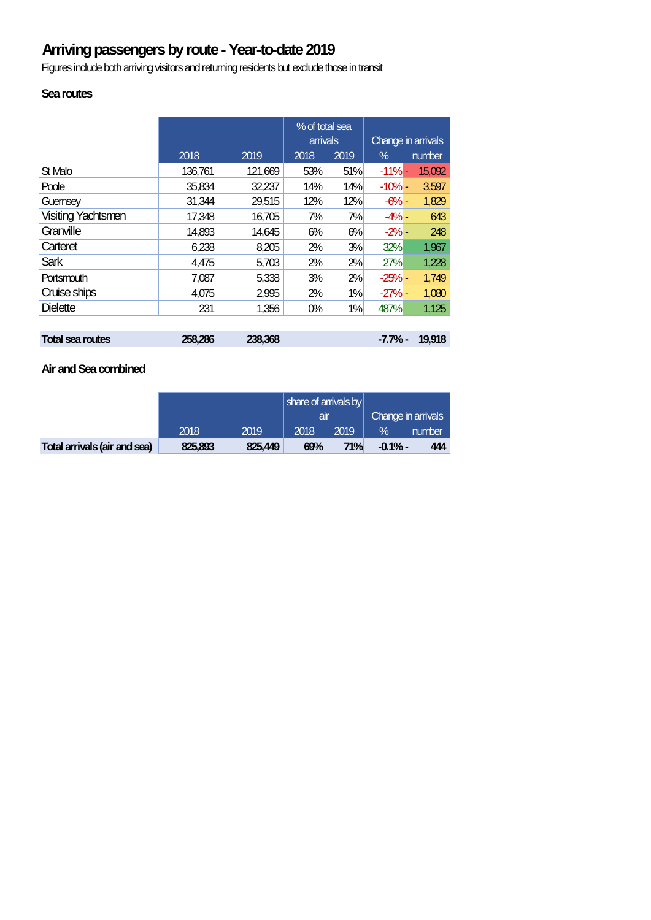# Arriving passengers by route - Year-to-date 2019

Figures include both arriving visitors and returning residents but exclude those in transit

## Sea routes

| | | | % of total sea arrivals | | Change in arrivals | |
|---|---|---|---|---|---|---|
| | 2018 | 2019 | 2018 | 2019 | % | number |
| St Malo | 136,761 | 121,669 | 53% | 51% | -11% | - 15,092 |
| Poole | 35,834 | 32,237 | 14% | 14% | -10% | - 3,597 |
| Guernsey | 31,344 | 29,515 | 12% | 12% | -6% | - 1,829 |
| Visiting Yachtsmen | 17,348 | 16,705 | 7% | 7% | -4% | - 643 |
| Granville | 14,893 | 14,645 | 6% | 6% | -2% | - 248 |
| Carteret | 6,238 | 8,205 | 2% | 3% | 32% | 1,967 |
| Sark | 4,475 | 5,703 | 2% | 2% | 27% | 1,228 |
| Portsmouth | 7,087 | 5,338 | 3% | 2% | -25% | - 1,749 |
| Cruise ships | 4,075 | 2,995 | 2% | 1% | -27% | - 1,080 |
| Dielette | 231 | 1,356 | 0% | 1% | 487% | 1,125 |
| | | | | | | |
| **Total sea routes** | **258,286** | **238,368** | | | **-7.7%** | **- 19,918** |

## Air and Sea combined

| | | | share of arrivals by air | | Change in arrivals | |
|---|---|---|---|---|---|---|
| | 2018 | 2019 | 2018 | 2019 | % | number |
| **Total arrivals (air and sea)** | **825,893** | **825,449** | **69%** | **71%** | **-0.1%** | **- 444** |